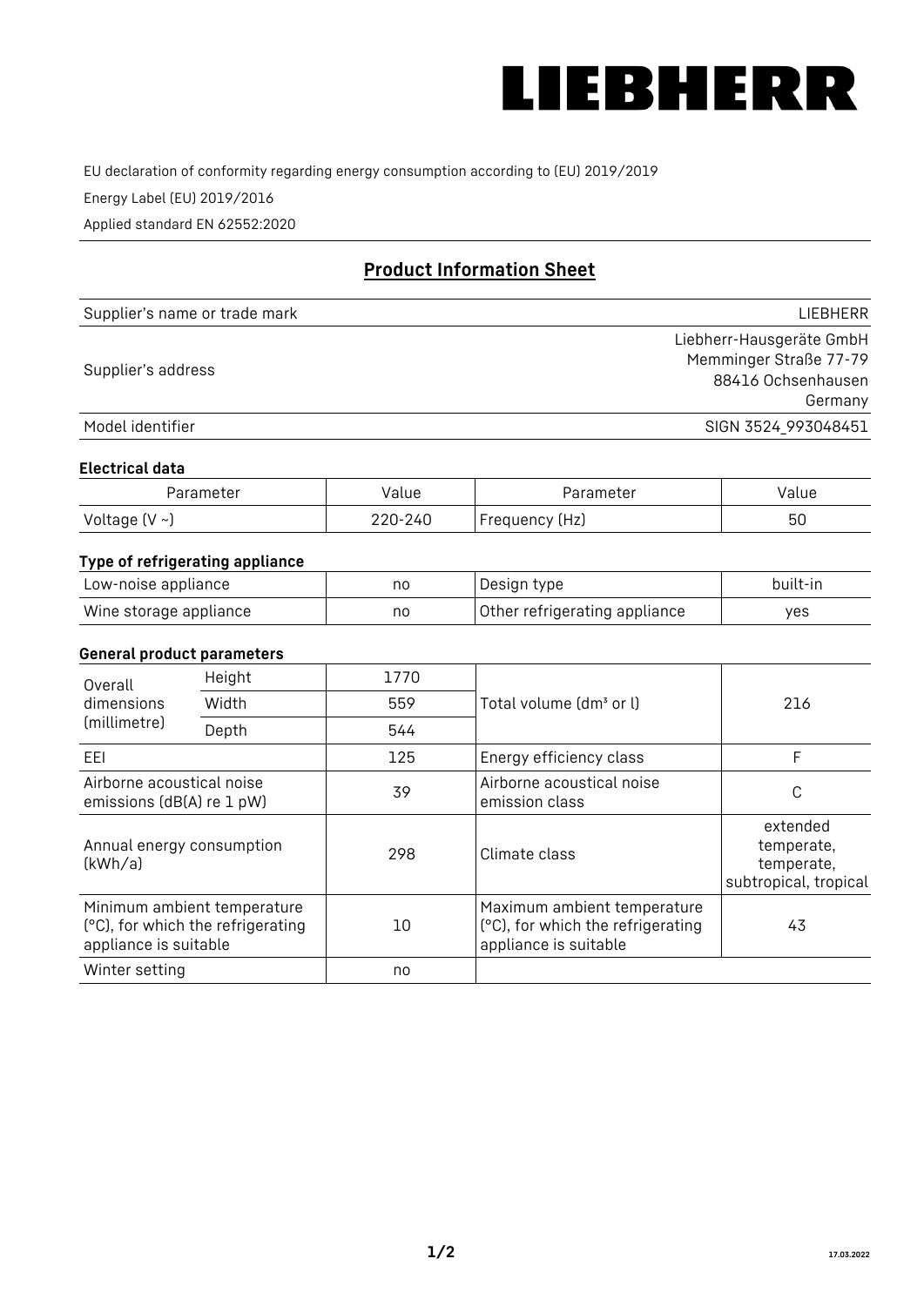LIEBHERR

EU declaration of conformity regarding energy consumption according to (EU) 2019/2019

Energy Label (EU) 2019/2016

Applied standard EN 62552:2020

## Product Information Sheet

| | |
|---|---|
| Supplier's name or trade mark | LIEBHERR |
| Supplier's address | Liebherr-Hausgeräte GmbH<br>Memminger Straße 77-79<br>88416 Ochsenhausen<br>Germany |
| Model identifier | SIGN 3524_993048451 |

### Electrical data

| Parameter | Value | Parameter | Value |
|---|---|---|---|
| Voltage (V ~) | 220-240 | Frequency (Hz) | 50 |

### Type of refrigerating appliance

| | | | |
|---|---|---|---|
| Low-noise appliance | no | Design type | built-in |
| Wine storage appliance | no | Other refrigerating appliance | yes |

### General product parameters

| | | | | |
|---|---|---|---|---|
| Overall dimensions (millimetre) | Height | 1770 | Total volume (dm³ or l) | 216 |
| | Width | 559 | | |
| | Depth | 544 | | |
| EEI | | 125 | Energy efficiency class | F |
| Airborne acoustical noise emissions (dB(A) re 1 pW) | | 39 | Airborne acoustical noise emission class | C |
| Annual energy consumption (kWh/a) | | 298 | Climate class | extended temperate, temperate, subtropical, tropical |
| Minimum ambient temperature (°C), for which the refrigerating appliance is suitable | | 10 | Maximum ambient temperature (°C), for which the refrigerating appliance is suitable | 43 |
| Winter setting | | no | | |

17.03.2022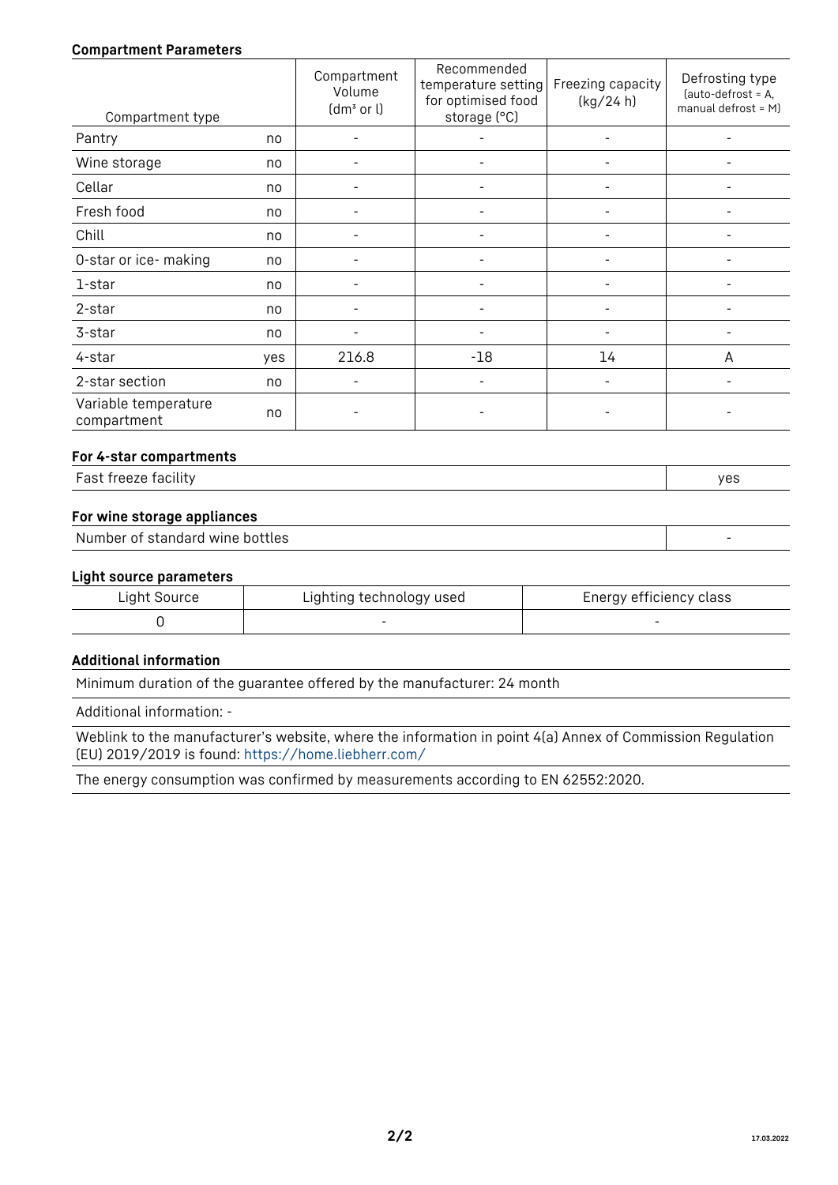**Compartment Parameters**

| Compartment type | | Compartment Volume (dm³ or l) | Recommended temperature setting for optimised food storage (°C) | Freezing capacity (kg/24 h) | Defrosting type (auto-defrost = A, manual defrost = M) |
|---|---|---|---|---|---|
| Pantry | no | - | - | - | - |
| Wine storage | no | - | - | - | - |
| Cellar | no | - | - | - | - |
| Fresh food | no | - | - | - | - |
| Chill | no | - | - | - | - |
| 0-star or ice- making | no | - | - | - | - |
| 1-star | no | - | - | - | - |
| 2-star | no | - | - | - | - |
| 3-star | no | - | - | - | - |
| 4-star | yes | 216.8 | -18 | 14 | A |
| 2-star section | no | - | - | - | - |
| Variable temperature compartment | no | - | - | - | - |

**For 4-star compartments**

| | |
|---|---|
| Fast freeze facility | yes |

**For wine storage appliances**

| | |
|---|---|
| Number of standard wine bottles | - |

**Light source parameters**

| Light Source | Lighting technology used | Energy efficiency class |
|---|---|---|
| 0 | - | - |

**Additional information**

Minimum duration of the guarantee offered by the manufacturer: 24 month

Additional information: -

Weblink to the manufacturer's website, where the information in point 4(a) Annex of Commission Regulation (EU) 2019/2019 is found: https://home.liebherr.com/

The energy consumption was confirmed by measurements according to EN 62552:2020.

17.03.2022